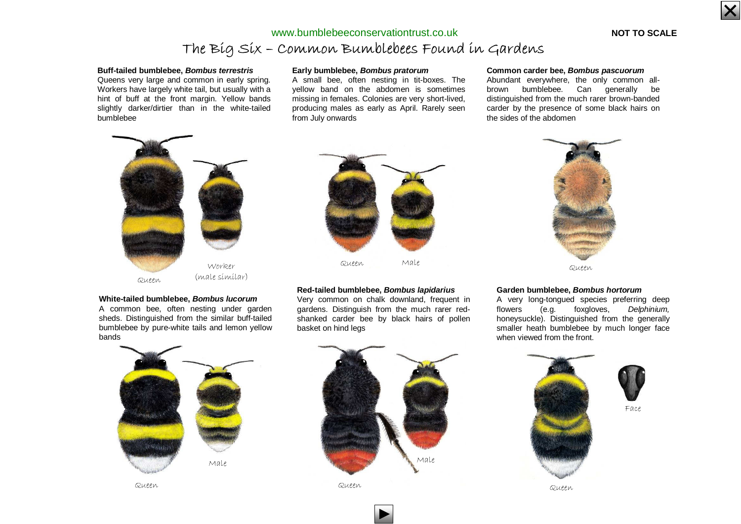www.bumblebeeconservationtrust.co.uk

**NOT TO SCALE**

# The Big Six – Common Bumblebees Found in Gardens

### Buff-tailed bumblebee, *Bombus terrestris*

Queens very large and common in early spring. Workers have largely white tail, but usually with a hint of buff at the front margin. Yellow bands slightly darker/dirtier than in the white-tailed bumblebee

Queen

Worker (male similar)

### Early bumblebee, *Bombus pratorum*

A small bee, often nesting in tit-boxes. The yellow band on the abdomen is sometimes missing in females. Colonies are very short-lived, producing males as early as April. Rarely seen from July onwards

Queen

Male

### Common carder bee, *Bombus pascuorum*

Abundant everywhere, the only common all-brown bumblebee. Can generally be distinguished from the much rarer brown-banded carder by the presence of some black hairs on the sides of the abdomen

Queen

### White-tailed bumblebee, *Bombus lucorum*

A common bee, often nesting under garden sheds. Distinguished from the similar buff-tailed bumblebee by pure-white tails and lemon yellow bands

Queen

Male

### Red-tailed bumblebee, *Bombus lapidarius*

Very common on chalk downland, frequent in gardens. Distinguish from the much rarer red-shanked carder bee by black hairs of pollen basket on hind legs

Queen

Male

### Garden bumblebee, *Bombus hortorum*

A very long-tongued species preferring deep flowers (e.g. foxgloves, *Delphinium,* honeysuckle). Distinguished from the generally smaller heath bumblebee by much longer face when viewed from the front.

Queen

Face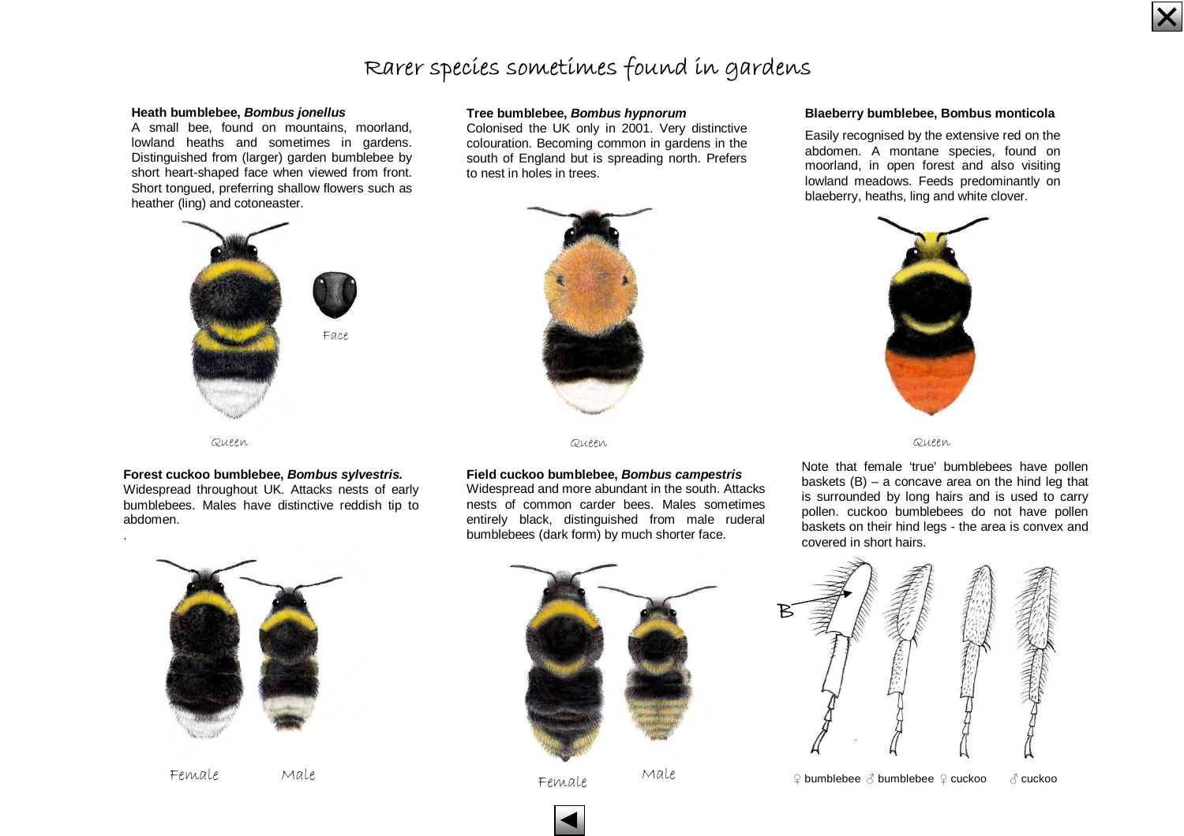# Rarer species sometimes found in gardens

**Heath bumblebee, *Bombus jonellus***

A small bee, found on mountains, moorland, lowland heaths and sometimes in gardens. Distinguished from (larger) garden bumblebee by short heart-shaped face when viewed from front. Short tongued, preferring shallow flowers such as heather (ling) and cotoneaster.

Face

Queen

**Tree bumblebee, *Bombus hypnorum***

Colonised the UK only in 2001. Very distinctive colouration. Becoming common in gardens in the south of England but is spreading north. Prefers to nest in holes in trees.

Queen

**Blaeberry bumblebee, Bombus monticola**

Easily recognised by the extensive red on the abdomen. A montane species, found on moorland, in open forest and also visiting lowland meadows. Feeds predominantly on blaeberry, heaths, ling and white clover.

Queen

**Forest cuckoo bumblebee, *Bombus sylvestris.***

Widespread throughout UK. Attacks nests of early bumblebees. Males have distinctive reddish tip to abdomen.

.

Female Male

**Field cuckoo bumblebee, *Bombus campestris***

Widespread and more abundant in the south. Attacks nests of common carder bees. Males sometimes entirely black, distinguished from male ruderal bumblebees (dark form) by much shorter face.

Female Male

Note that female 'true' bumblebees have pollen baskets (B) – a concave area on the hind leg that is surrounded by long hairs and is used to carry pollen. cuckoo bumblebees do not have pollen baskets on their hind legs - the area is convex and covered in short hairs.

B

♀ bumblebee ♂ bumblebee ♀ cuckoo ♂ cuckoo